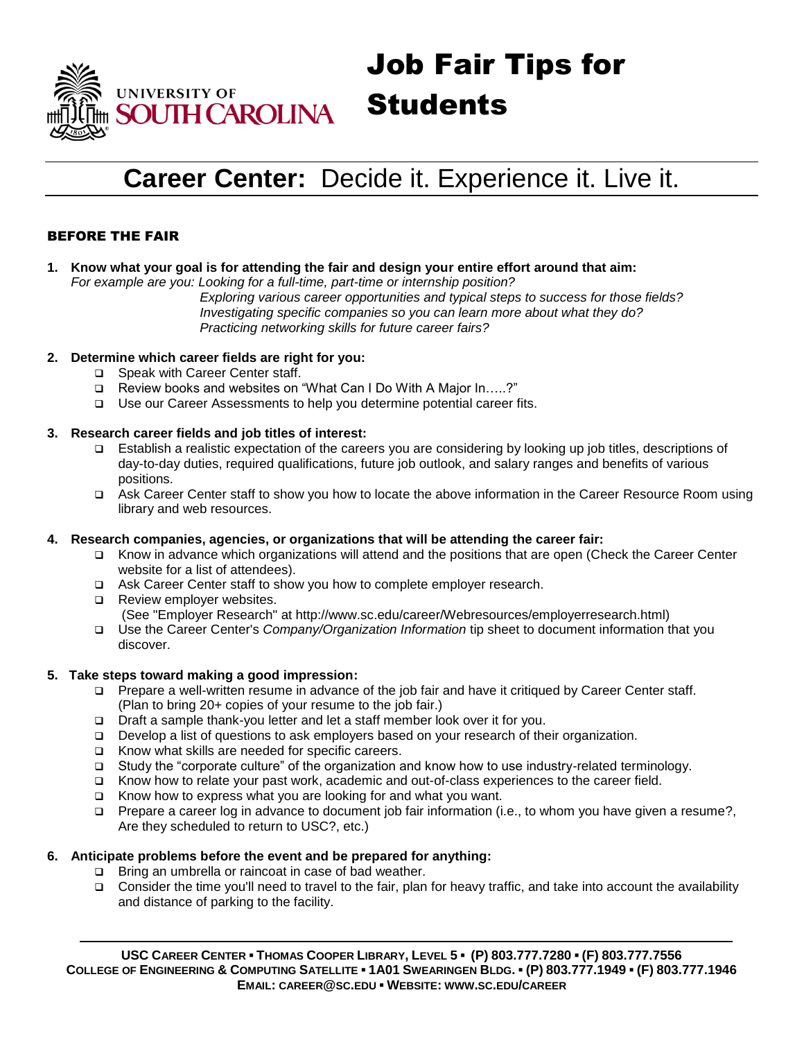UNIVERSITY OF SOUTH CAROLINA

# Job Fair Tips for Students

## **Career Center:** Decide it. Experience it. Live it.

### BEFORE THE FAIR

1. **Know what your goal is for attending the fair and design your entire effort around that aim:**
   *For example are you: Looking for a full-time, part-time or internship position?*
   *Exploring various career opportunities and typical steps to success for those fields?*
   *Investigating specific companies so you can learn more about what they do?*
   *Practicing networking skills for future career fairs?*

2. **Determine which career fields are right for you:**
   - Speak with Career Center staff.
   - Review books and websites on "What Can I Do With A Major In…..?"
   - Use our Career Assessments to help you determine potential career fits.

3. **Research career fields and job titles of interest:**
   - Establish a realistic expectation of the careers you are considering by looking up job titles, descriptions of day-to-day duties, required qualifications, future job outlook, and salary ranges and benefits of various positions.
   - Ask Career Center staff to show you how to locate the above information in the Career Resource Room using library and web resources.

4. **Research companies, agencies, or organizations that will be attending the career fair:**
   - Know in advance which organizations will attend and the positions that are open (Check the Career Center website for a list of attendees).
   - Ask Career Center staff to show you how to complete employer research.
   - Review employer websites.
     (See "Employer Research" at http://www.sc.edu/career/Webresources/employerresearch.html)
   - Use the Career Center's *Company/Organization Information* tip sheet to document information that you discover.

5. **Take steps toward making a good impression:**
   - Prepare a well-written resume in advance of the job fair and have it critiqued by Career Center staff. (Plan to bring 20+ copies of your resume to the job fair.)
   - Draft a sample thank-you letter and let a staff member look over it for you.
   - Develop a list of questions to ask employers based on your research of their organization.
   - Know what skills are needed for specific careers.
   - Study the "corporate culture" of the organization and know how to use industry-related terminology.
   - Know how to relate your past work, academic and out-of-class experiences to the career field.
   - Know how to express what you are looking for and what you want.
   - Prepare a career log in advance to document job fair information (i.e., to whom you have given a resume?, Are they scheduled to return to USC?, etc.)

6. **Anticipate problems before the event and be prepared for anything:**
   - Bring an umbrella or raincoat in case of bad weather.
   - Consider the time you'll need to travel to the fair, plan for heavy traffic, and take into account the availability and distance of parking to the facility.

**USC CAREER CENTER ▪ THOMAS COOPER LIBRARY, LEVEL 5 ▪ (P) 803.777.7280 ▪ (F) 803.777.7556**
**COLLEGE OF ENGINEERING & COMPUTING SATELLITE ▪ 1A01 SWEARINGEN BLDG. ▪ (P) 803.777.1949 ▪ (F) 803.777.1946**
**EMAIL: CAREER@SC.EDU ▪ WEBSITE: WWW.SC.EDU/CAREER**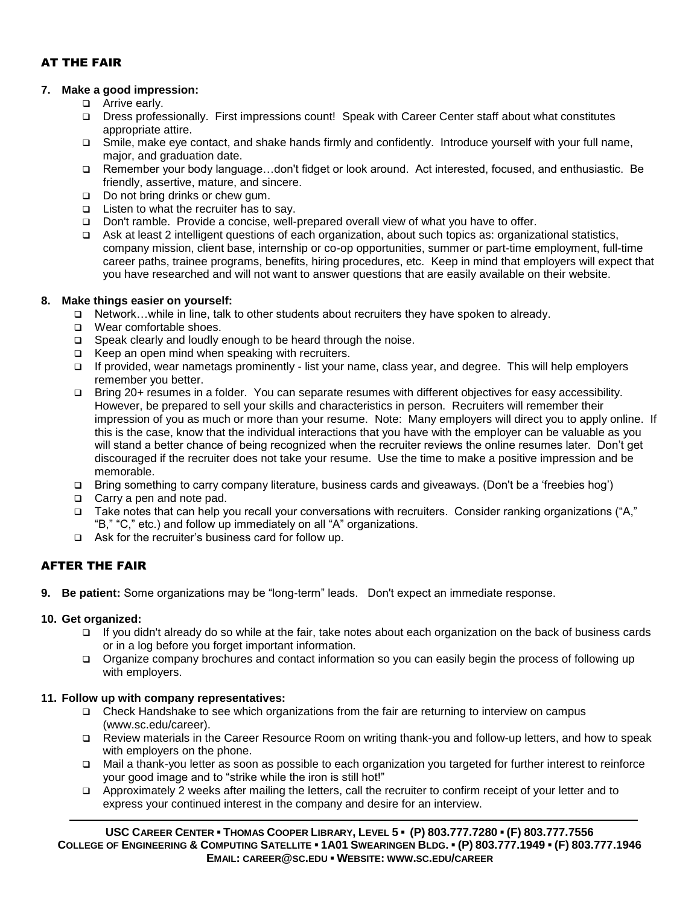## AT THE FAIR

**7. Make a good impression:**

- Arrive early.
- Dress professionally. First impressions count! Speak with Career Center staff about what constitutes appropriate attire.
- Smile, make eye contact, and shake hands firmly and confidently. Introduce yourself with your full name, major, and graduation date.
- Remember your body language…don't fidget or look around. Act interested, focused, and enthusiastic. Be friendly, assertive, mature, and sincere.
- Do not bring drinks or chew gum.
- Listen to what the recruiter has to say.
- Don't ramble. Provide a concise, well-prepared overall view of what you have to offer.
- Ask at least 2 intelligent questions of each organization, about such topics as: organizational statistics, company mission, client base, internship or co-op opportunities, summer or part-time employment, full-time career paths, trainee programs, benefits, hiring procedures, etc. Keep in mind that employers will expect that you have researched and will not want to answer questions that are easily available on their website.

**8. Make things easier on yourself:**

- Network…while in line, talk to other students about recruiters they have spoken to already.
- Wear comfortable shoes.
- Speak clearly and loudly enough to be heard through the noise.
- Keep an open mind when speaking with recruiters.
- If provided, wear nametags prominently - list your name, class year, and degree. This will help employers remember you better.
- Bring 20+ resumes in a folder. You can separate resumes with different objectives for easy accessibility. However, be prepared to sell your skills and characteristics in person. Recruiters will remember their impression of you as much or more than your resume. Note: Many employers will direct you to apply online. If this is the case, know that the individual interactions that you have with the employer can be valuable as you will stand a better chance of being recognized when the recruiter reviews the online resumes later. Don't get discouraged if the recruiter does not take your resume. Use the time to make a positive impression and be memorable.
- Bring something to carry company literature, business cards and giveaways. (Don't be a 'freebies hog')
- Carry a pen and note pad.
- Take notes that can help you recall your conversations with recruiters. Consider ranking organizations ("A," "B," "C," etc.) and follow up immediately on all "A" organizations.
- Ask for the recruiter's business card for follow up.

## AFTER THE FAIR

**9. Be patient:** Some organizations may be "long-term" leads. Don't expect an immediate response.

**10. Get organized:**

- If you didn't already do so while at the fair, take notes about each organization on the back of business cards or in a log before you forget important information.
- Organize company brochures and contact information so you can easily begin the process of following up with employers.

**11. Follow up with company representatives:**

- Check Handshake to see which organizations from the fair are returning to interview on campus (www.sc.edu/career).
- Review materials in the Career Resource Room on writing thank-you and follow-up letters, and how to speak with employers on the phone.
- Mail a thank-you letter as soon as possible to each organization you targeted for further interest to reinforce your good image and to "strike while the iron is still hot!"
- Approximately 2 weeks after mailing the letters, call the recruiter to confirm receipt of your letter and to express your continued interest in the company and desire for an interview.

---

**USC CAREER CENTER ▪ THOMAS COOPER LIBRARY, LEVEL 5 ▪ (P) 803.777.7280 ▪ (F) 803.777.7556**
**COLLEGE OF ENGINEERING & COMPUTING SATELLITE ▪ 1A01 SWEARINGEN BLDG. ▪ (P) 803.777.1949 ▪ (F) 803.777.1946**
**EMAIL: CAREER@SC.EDU ▪ WEBSITE: WWW.SC.EDU/CAREER**